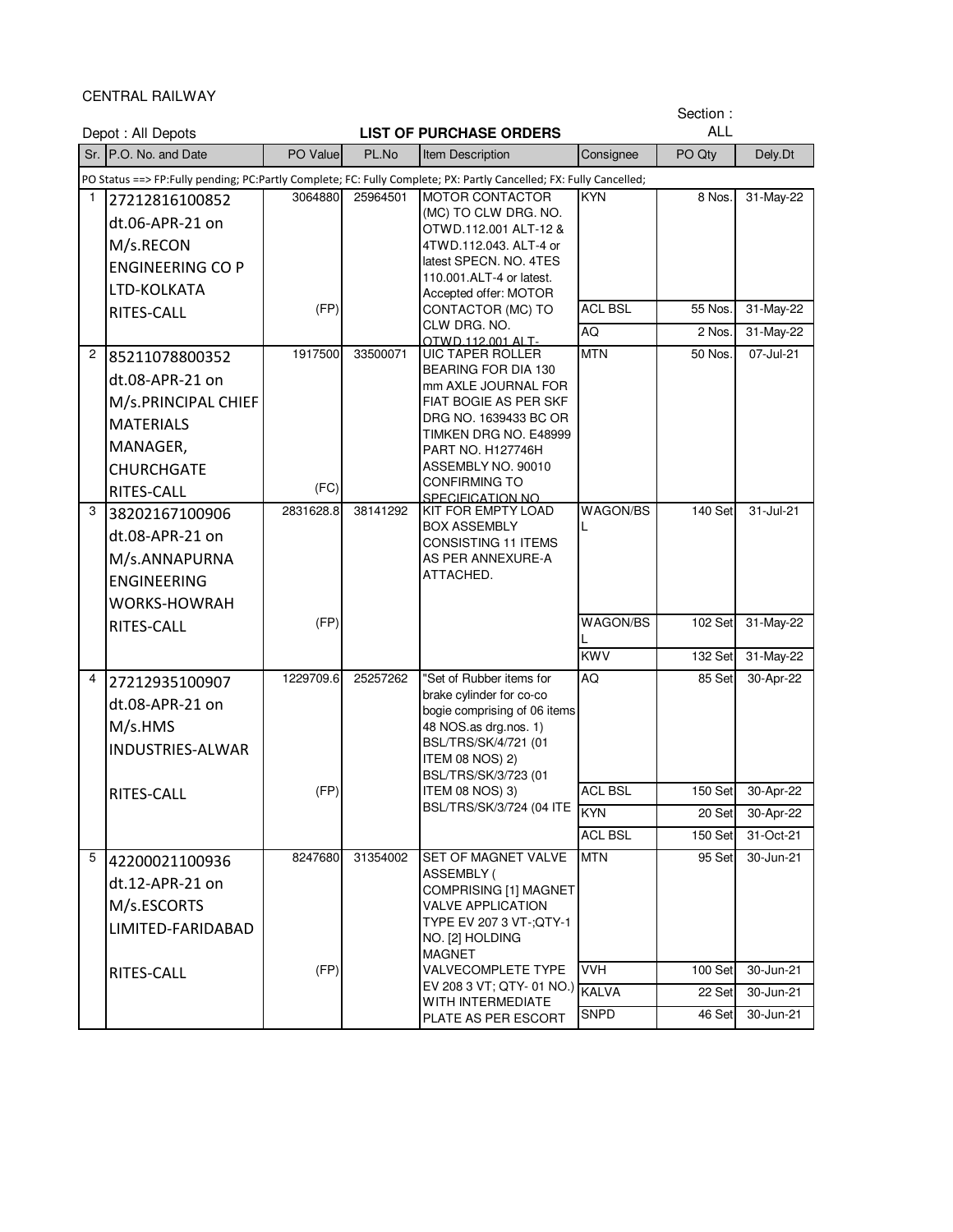CENTRAL RAILWAY

Section : ALL

Depot : All Depots

## LIST OF PURCHASE ORDERS

| Sr. | P.O. No. and Date | PO Value | PL.No | Item Description | Consignee | PO Qty | Dely.Dt |
|---|---|---|---|---|---|---|---|
| PO Status ==> FP:Fully pending; PC:Partly Complete; FC: Fully Complete; PX: Partly Cancelled; FX: Fully Cancelled; | | | | | | | |
| 1 | 27212816100852 dt.06-APR-21 on M/s.RECON ENGINEERING CO P LTD-KOLKATA RITES-CALL | 3064880 (FP) | 25964501 | MOTOR CONTACTOR (MC) TO CLW DRG. NO. OTWD.112.001 ALT-12 & 4TWD.112.043. ALT-4 or latest SPECN. NO. 4TES 110.001.ALT-4 or latest. Accepted offer: MOTOR CONTACTOR (MC) TO CLW DRG. NO. OTWD.112.001 ALT- | KYN | 8 Nos. | 31-May-22 |
| | | | | | ACL BSL | 55 Nos. | 31-May-22 |
| | | | | | AQ | 2 Nos. | 31-May-22 |
| 2 | 85211078800352 dt.08-APR-21 on M/s.PRINCIPAL CHIEF MATERIALS MANAGER, CHURCHGATE RITES-CALL | 1917500 (FC) | 33500071 | UIC TAPER ROLLER BEARING FOR DIA 130 mm AXLE JOURNAL FOR FIAT BOGIE AS PER SKF DRG NO. 1639433 BC OR TIMKEN DRG NO. E48999 PART NO. H127746H ASSEMBLY NO. 90010 CONFIRMING TO SPECIFICATION NO | MTN | 50 Nos. | 07-Jul-21 |
| 3 | 38202167100906 dt.08-APR-21 on M/s.ANNAPURNA ENGINEERING WORKS-HOWRAH RITES-CALL | 2831628.8 (FP) | 38141292 | KIT FOR EMPTY LOAD BOX ASSEMBLY CONSISTING 11 ITEMS AS PER ANNEXURE-A ATTACHED. | WAGON/BSL | 140 Set | 31-Jul-21 |
| | | | | | WAGON/BSL | 102 Set | 31-May-22 |
| | | | | | KWV | 132 Set | 31-May-22 |
| 4 | 27212935100907 dt.08-APR-21 on M/s.HMS INDUSTRIES-ALWAR RITES-CALL | 1229709.6 (FP) | 25257262 | "Set of Rubber items for brake cylinder for co-co bogie comprising of 06 items 48 NOS.as drg.nos. 1) BSL/TRS/SK/4/721 (01 ITEM 08 NOS) 2) BSL/TRS/SK/3/723 (01 ITEM 08 NOS) 3) BSL/TRS/SK/3/724 (04 ITE | AQ | 85 Set | 30-Apr-22 |
| | | | | | ACL BSL | 150 Set | 30-Apr-22 |
| | | | | | KYN | 20 Set | 30-Apr-22 |
| | | | | | ACL BSL | 150 Set | 31-Oct-21 |
| 5 | 42200021100936 dt.12-APR-21 on M/s.ESCORTS LIMITED-FARIDABAD RITES-CALL | 8247680 (FP) | 31354002 | SET OF MAGNET VALVE ASSEMBLY ( COMPRISING [1] MAGNET VALVE APPLICATION TYPE EV 207 3 VT-;QTY-1 NO. [2] HOLDING MAGNET VALVECOMPLETE TYPE EV 208 3 VT; QTY- 01 NO.) WITH INTERMEDIATE PLATE AS PER ESCORT | MTN | 95 Set | 30-Jun-21 |
| | | | | | VVH | 100 Set | 30-Jun-21 |
| | | | | | KALVA | 22 Set | 30-Jun-21 |
| | | | | | SNPD | 46 Set | 30-Jun-21 |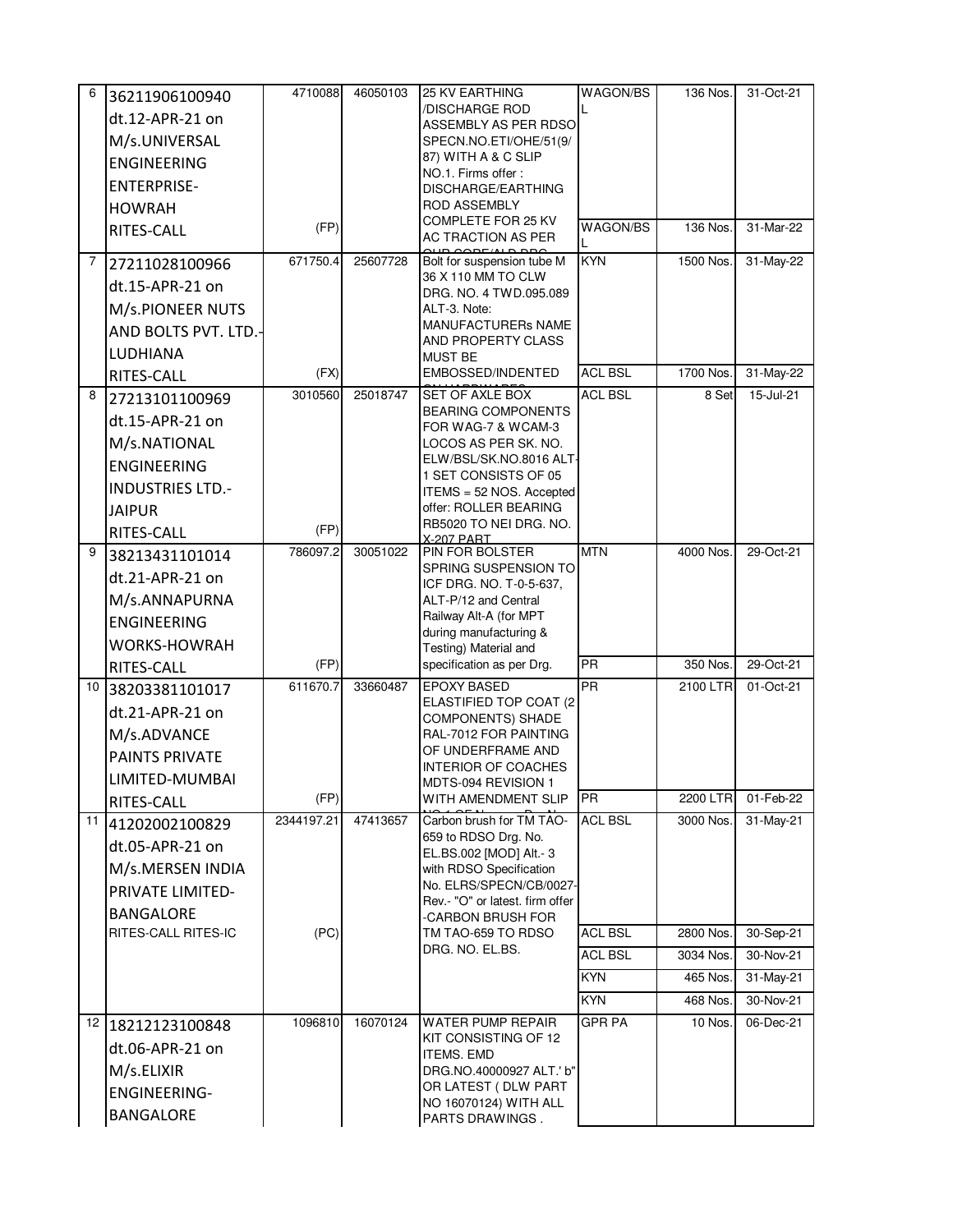| 6 | 36211906100940 dt.12-APR-21 on M/s.UNIVERSAL ENGINEERING ENTERPRISE-HOWRAH RITES-CALL | 4710088 (FP) | 46050103 | 25 KV EARTHING /DISCHARGE ROD ASSEMBLY AS PER RDSO SPECN.NO.ETI/OHE/51(9/ 87) WITH A & C SLIP NO.1. Firms offer : DISCHARGE/EARTHING ROD ASSEMBLY COMPLETE FOR 25 KV AC TRACTION AS PER | WAGON/BSL | 136 Nos. | 31-Oct-21 |
|---|---|---|---|---|---|---|---|
| | | | | | WAGON/BSL | 136 Nos. | 31-Mar-22 |
| 7 | 27211028100966 dt.15-APR-21 on M/s.PIONEER NUTS AND BOLTS PVT. LTD.-LUDHIANA RITES-CALL | 671750.4 (FX) | 25607728 | Bolt for suspension tube M 36 X 110 MM TO CLW DRG. NO. 4 TWD.095.089 ALT-3. Note: MANUFACTURERs NAME AND PROPERTY CLASS MUST BE EMBOSSED/INDENTED | KYN | 1500 Nos. | 31-May-22 |
| | | | | | ACL BSL | 1700 Nos. | 31-May-22 |
| 8 | 27213101100969 dt.15-APR-21 on M/s.NATIONAL ENGINEERING INDUSTRIES LTD.-JAIPUR RITES-CALL | 3010560 (FP) | 25018747 | SET OF AXLE BOX BEARING COMPONENTS FOR WAG-7 & WCAM-3 LOCOS AS PER SK. NO. ELW/BSL/SK.NO.8016 ALT-1 SET CONSISTS OF 05 ITEMS = 52 NOS. Accepted offer: ROLLER BEARING RB5020 TO NEI DRG. NO. X-207 PART | ACL BSL | 8 Set | 15-Jul-21 |
| 9 | 38213431101014 dt.21-APR-21 on M/s.ANNAPURNA ENGINEERING WORKS-HOWRAH RITES-CALL | 786097.2 (FP) | 30051022 | PIN FOR BOLSTER SPRING SUSPENSION TO ICF DRG. NO. T-0-5-637, ALT-P/12 and Central Railway Alt-A (for MPT during manufacturing & Testing) Material and specification as per Drg. | MTN | 4000 Nos. | 29-Oct-21 |
| | | | | | PR | 350 Nos. | 29-Oct-21 |
| 10 | 38203381101017 dt.21-APR-21 on M/s.ADVANCE PAINTS PRIVATE LIMITED-MUMBAI RITES-CALL | 611670.7 (FP) | 33660487 | EPOXY BASED ELASTIFIED TOP COAT (2 COMPONENTS) SHADE RAL-7012 FOR PAINTING OF UNDERFRAME AND INTERIOR OF COACHES MDTS-094 REVISION 1 WITH AMENDMENT SLIP | PR | 2100 LTR | 01-Oct-21 |
| | | | | | PR | 2200 LTR | 01-Feb-22 |
| 11 | 41202002100829 dt.05-APR-21 on M/s.MERSEN INDIA PRIVATE LIMITED-BANGALORE RITES-CALL RITES-IC | 2344197.21 (PC) | 47413657 | Carbon brush for TM TAO-659 to RDSO Drg. No. EL.BS.002 [MOD] Alt.- 3 with RDSO Specification No. ELRS/SPECN/CB/0027-Rev.- "O" or latest. firm offer -CARBON BRUSH FOR TM TAO-659 TO RDSO DRG. NO. EL.BS. | ACL BSL | 3000 Nos. | 31-May-21 |
| | | | | | ACL BSL | 2800 Nos. | 30-Sep-21 |
| | | | | | ACL BSL | 3034 Nos. | 30-Nov-21 |
| | | | | | KYN | 465 Nos. | 31-May-21 |
| | | | | | KYN | 468 Nos. | 30-Nov-21 |
| 12 | 18212123100848 dt.06-APR-21 on M/s.ELIXIR ENGINEERING-BANGALORE | 1096810 | 16070124 | WATER PUMP REPAIR KIT CONSISTING OF 12 ITEMS. EMD DRG.NO.40000927 ALT.' b" OR LATEST ( DLW PART NO 16070124) WITH ALL PARTS DRAWINGS . | GPR PA | 10 Nos. | 06-Dec-21 |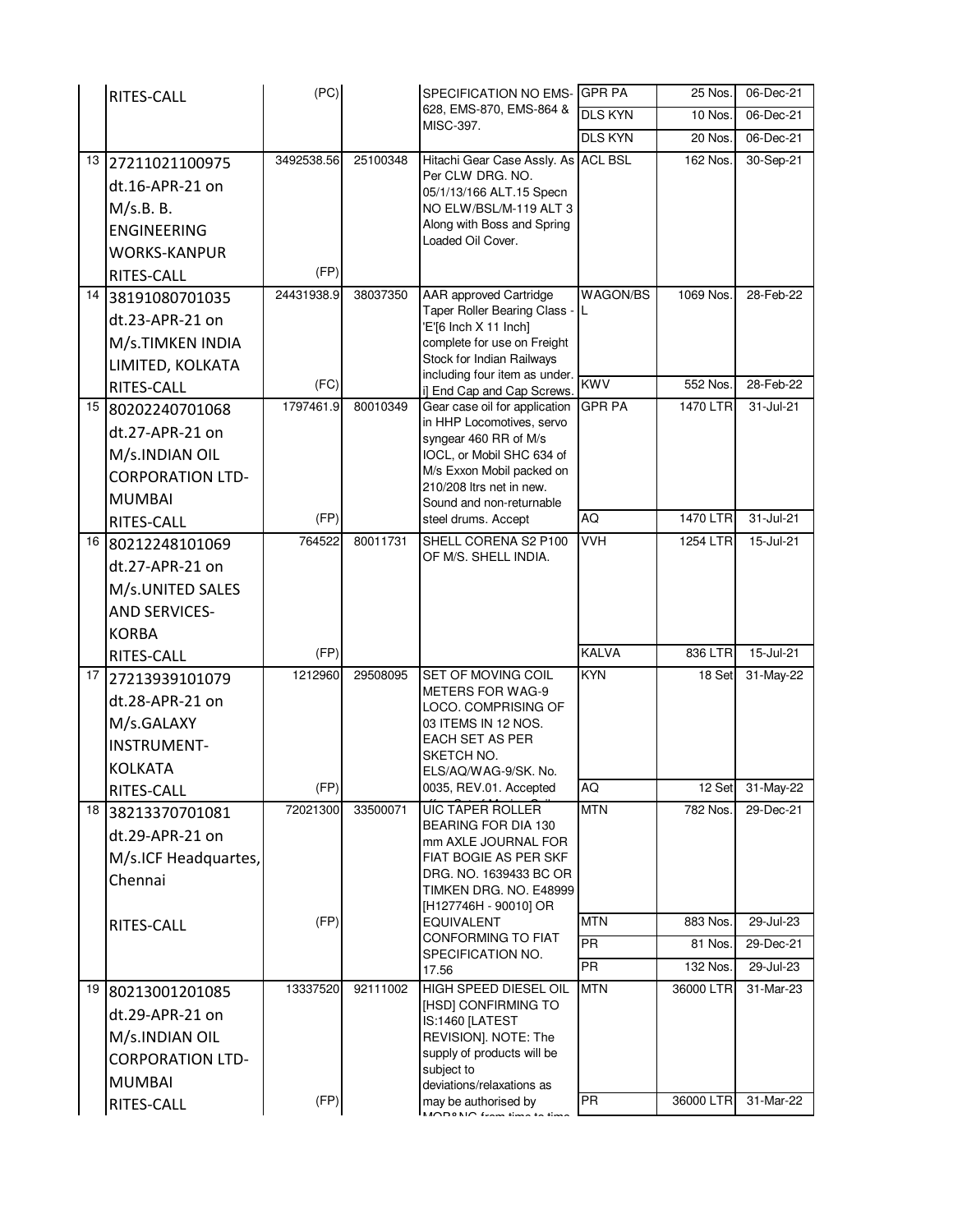| | | | | | | | |
|---|---|---|---|---|---|---|---|
| | RITES-CALL | (PC) | | SPECIFICATION NO EMS-628, EMS-870, EMS-864 & MISC-397. | GPR PA | 25 Nos. | 06-Dec-21 |
| | | | | | DLS KYN | 10 Nos. | 06-Dec-21 |
| | | | | | DLS KYN | 20 Nos. | 06-Dec-21 |
| 13 | 27211021100975 dt.16-APR-21 on M/s.B. B. ENGINEERING WORKS-KANPUR RITES-CALL | 3492538.56 (FP) | 25100348 | Hitachi Gear Case Assly. As Per CLW DRG. NO. 05/1/13/166 ALT.15 Specn NO ELW/BSL/M-119 ALT 3 Along with Boss and Spring Loaded Oil Cover. | ACL BSL | 162 Nos. | 30-Sep-21 |
| 14 | 38191080701035 dt.23-APR-21 on M/s.TIMKEN INDIA LIMITED, KOLKATA RITES-CALL | 24431938.9 (FC) | 38037350 | AAR approved Cartridge Taper Roller Bearing Class - 'E'[6 Inch X 11 Inch] complete for use on Freight Stock for Indian Railways including four item as under. i] End Cap and Cap Screws. | WAGON/BSL | 1069 Nos. | 28-Feb-22 |
| | | | | | KWV | 552 Nos. | 28-Feb-22 |
| 15 | 80202240701068 dt.27-APR-21 on M/s.INDIAN OIL CORPORATION LTD-MUMBAI RITES-CALL | 1797461.9 (FP) | 80010349 | Gear case oil for application in HHP Locomotives, servo syngear 460 RR of M/s IOCL, or Mobil SHC 634 of M/s Exxon Mobil packed on 210/208 ltrs net in new. Sound and non-returnable steel drums. Accept | GPR PA | 1470 LTR | 31-Jul-21 |
| | | | | | AQ | 1470 LTR | 31-Jul-21 |
| 16 | 80212248101069 dt.27-APR-21 on M/s.UNITED SALES AND SERVICES-KORBA RITES-CALL | 764522 (FP) | 80011731 | SHELL CORENA S2 P100 OF M/S. SHELL INDIA. | VVH | 1254 LTR | 15-Jul-21 |
| | | | | | KALVA | 836 LTR | 15-Jul-21 |
| 17 | 27213939101079 dt.28-APR-21 on M/s.GALAXY INSTRUMENT-KOLKATA RITES-CALL | 1212960 (FP) | 29508095 | SET OF MOVING COIL METERS FOR WAG-9 LOCO. COMPRISING OF 03 ITEMS IN 12 NOS. EACH SET AS PER SKETCH NO. ELS/AQ/WAG-9/SK. No. 0035, REV.01. Accepted | KYN | 18 Set | 31-May-22 |
| | | | | | AQ | 12 Set | 31-May-22 |
| 18 | 38213370701081 dt.29-APR-21 on M/s.ICF Headquartes, Chennai RITES-CALL | 72021300 (FP) | 33500071 | UIC TAPER ROLLER BEARING FOR DIA 130 mm AXLE JOURNAL FOR FIAT BOGIE AS PER SKF DRG. NO. 1639433 BC OR TIMKEN DRG. NO. E48999 [H127746H - 90010] OR EQUIVALENT CONFORMING TO FIAT SPECIFICATION NO. 17.56 | MTN | 782 Nos. | 29-Dec-21 |
| | | | | | MTN | 883 Nos. | 29-Jul-23 |
| | | | | | PR | 81 Nos. | 29-Dec-21 |
| | | | | | PR | 132 Nos. | 29-Jul-23 |
| 19 | 80213001201085 dt.29-APR-21 on M/s.INDIAN OIL CORPORATION LTD-MUMBAI RITES-CALL | 13337520 (FP) | 92111002 | HIGH SPEED DIESEL OIL [HSD] CONFIRMING TO IS:1460 [LATEST REVISION]. NOTE: The supply of products will be subject to deviations/relaxations as may be authorised by | MTN | 36000 LTR | 31-Mar-23 |
| | | | | | PR | 36000 LTR | 31-Mar-22 |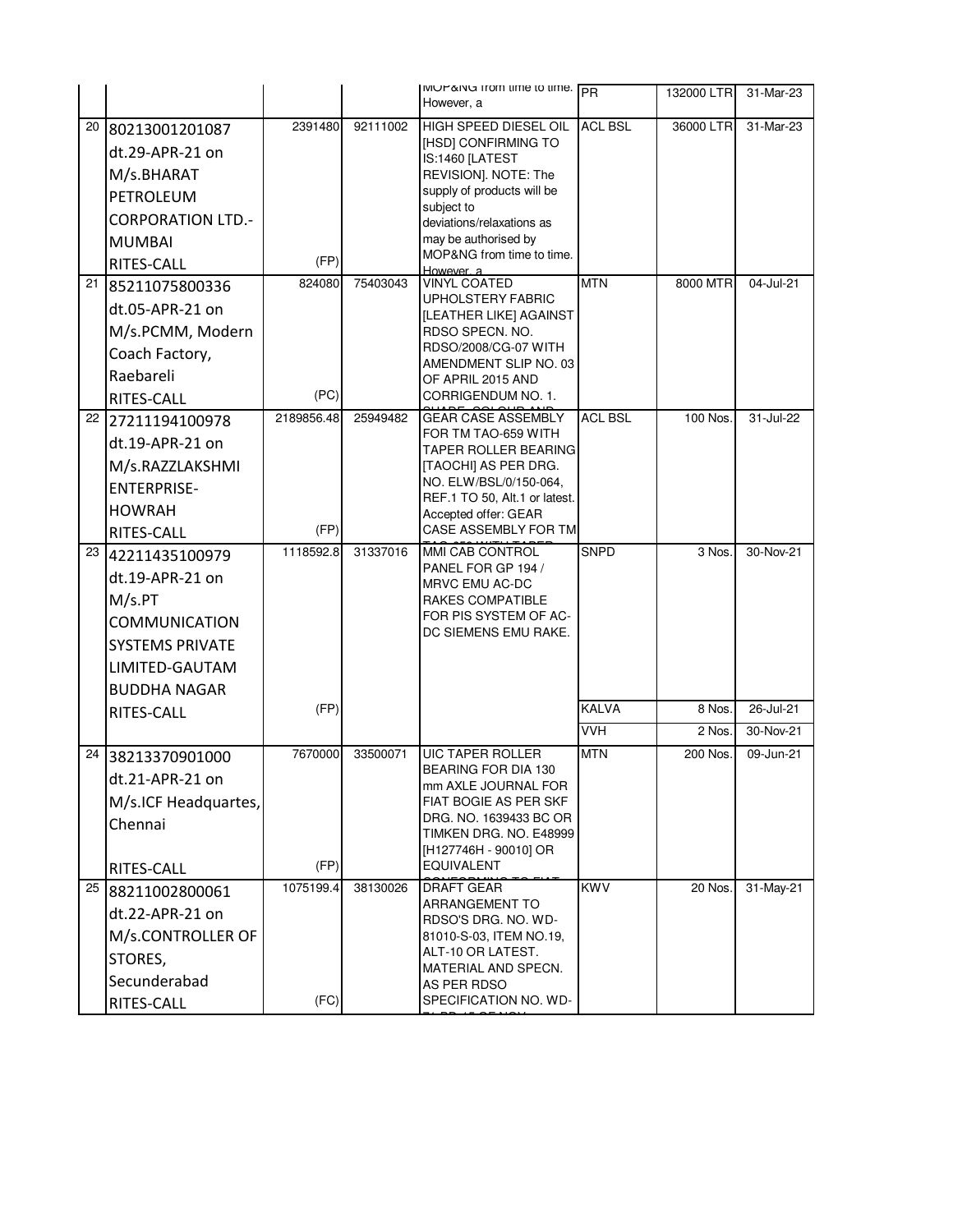| | | | | | | | |
|---|---|---|---|---|---|---|---|
| | | | | MOP&NG from time to time. However, a | PR | 132000 LTR | 31-Mar-23 |
| 20 | 80213001201087 dt.29-APR-21 on M/s.BHARAT PETROLEUM CORPORATION LTD.-MUMBAI RITES-CALL | 2391480 (FP) | 92111002 | HIGH SPEED DIESEL OIL [HSD] CONFIRMING TO IS:1460 [LATEST REVISION]. NOTE: The supply of products will be subject to deviations/relaxations as may be authorised by MOP&NG from time to time. However, a | ACL BSL | 36000 LTR | 31-Mar-23 |
| 21 | 85211075800336 dt.05-APR-21 on M/s.PCMM, Modern Coach Factory, Raebareli RITES-CALL | 824080 (PC) | 75403043 | VINYL COATED UPHOLSTERY FABRIC [LEATHER LIKE] AGAINST RDSO SPECN. NO. RDSO/2008/CG-07 WITH AMENDMENT SLIP NO. 03 OF APRIL 2015 AND CORRIGENDUM NO. 1. | MTN | 8000 MTR | 04-Jul-21 |
| 22 | 27211194100978 dt.19-APR-21 on M/s.RAZZLAKSHMI ENTERPRISE-HOWRAH RITES-CALL | 2189856.48 (FP) | 25949482 | GEAR CASE ASSEMBLY FOR TM TAO-659 WITH TAPER ROLLER BEARING [TAOCHI] AS PER DRG. NO. ELW/BSL/0/150-064, REF.1 TO 50, Alt.1 or latest. Accepted offer: GEAR CASE ASSEMBLY FOR TM | ACL BSL | 100 Nos. | 31-Jul-22 |
| 23 | 42211435100979 dt.19-APR-21 on M/s.PT COMMUNICATION SYSTEMS PRIVATE LIMITED-GAUTAM BUDDHA NAGAR RITES-CALL | 1118592.8 (FP) | 31337016 | MMI CAB CONTROL PANEL FOR GP 194 / MRVC EMU AC-DC RAKES COMPATIBLE FOR PIS SYSTEM OF AC-DC SIEMENS EMU RAKE. | SNPD | 3 Nos. | 30-Nov-21 |
| | | | | | KALVA | 8 Nos. | 26-Jul-21 |
| | | | | | VVH | 2 Nos. | 30-Nov-21 |
| 24 | 38213370901000 dt.21-APR-21 on M/s.ICF Headquartes, Chennai RITES-CALL | 7670000 (FP) | 33500071 | UIC TAPER ROLLER BEARING FOR DIA 130 mm AXLE JOURNAL FOR FIAT BOGIE AS PER SKF DRG. NO. 1639433 BC OR TIMKEN DRG. NO. E48999 [H127746H - 90010] OR EQUIVALENT | MTN | 200 Nos. | 09-Jun-21 |
| 25 | 88211002800061 dt.22-APR-21 on M/s.CONTROLLER OF STORES, Secunderabad RITES-CALL | 1075199.4 (FC) | 38130026 | DRAFT GEAR ARRANGEMENT TO RDSO'S DRG. NO. WD-81010-S-03, ITEM NO.19, ALT-10 OR LATEST. MATERIAL AND SPECN. AS PER RDSO SPECIFICATION NO. WD- | KWV | 20 Nos. | 31-May-21 |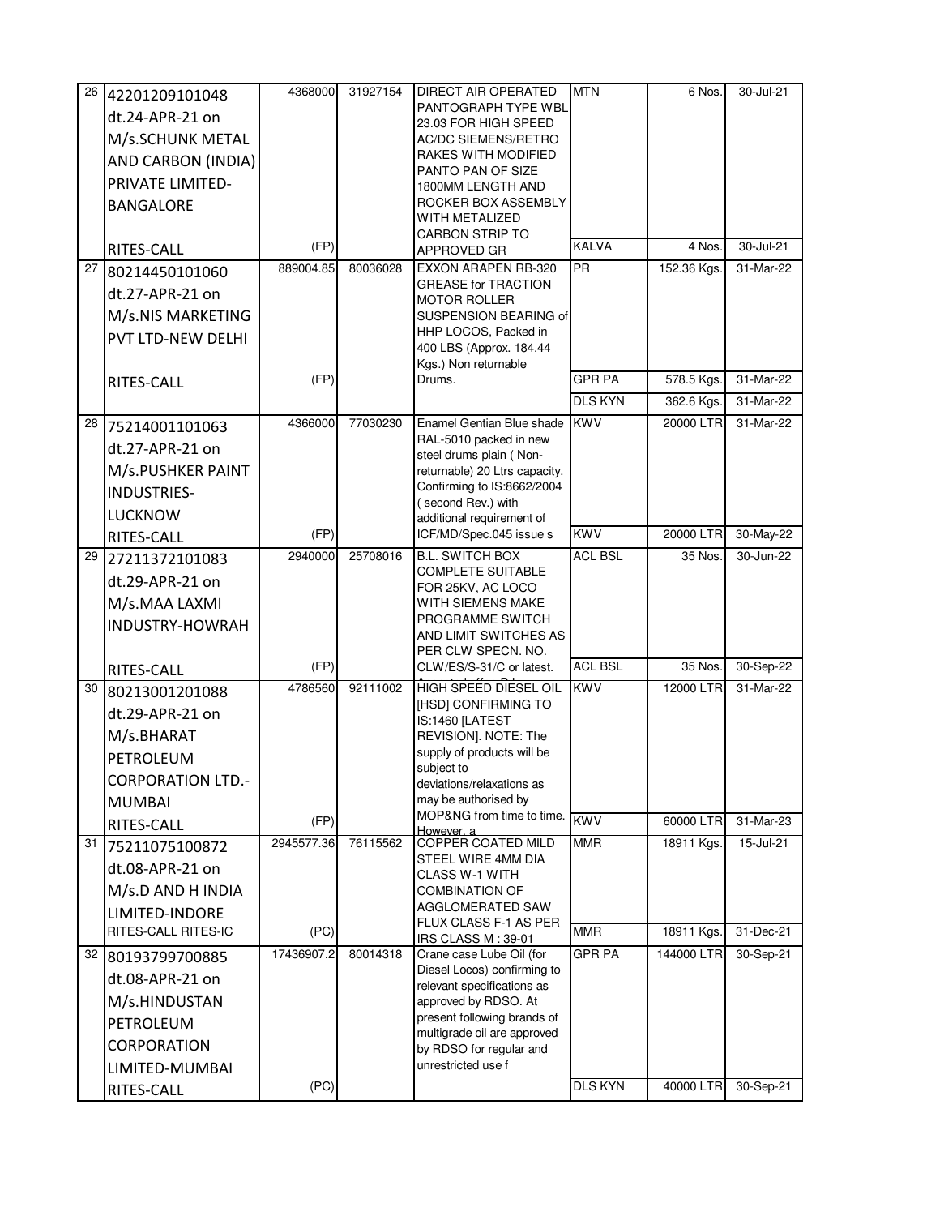| | | | | | | | |
|---|---|---|---|---|---|---|---|
| 26 | 42201209101048 dt.24-APR-21 on M/s.SCHUNK METAL AND CARBON (INDIA) PRIVATE LIMITED-BANGALORE RITES-CALL | 4368000 (FP) | 31927154 | DIRECT AIR OPERATED PANTOGRAPH TYPE WBL 23.03 FOR HIGH SPEED AC/DC SIEMENS/RETRO RAKES WITH MODIFIED PANTO PAN OF SIZE 1800MM LENGTH AND ROCKER BOX ASSEMBLY WITH METALIZED CARBON STRIP TO APPROVED GR | MTN | 6 Nos. | 30-Jul-21 |
| | | | | | KALVA | 4 Nos. | 30-Jul-21 |
| 27 | 80214450101060 dt.27-APR-21 on M/s.NIS MARKETING PVT LTD-NEW DELHI RITES-CALL | 889004.85 (FP) | 80036028 | EXXON ARAPEN RB-320 GREASE for TRACTION MOTOR ROLLER SUSPENSION BEARING of HHP LOCOS, Packed in 400 LBS (Approx. 184.44 Kgs.) Non returnable Drums. | PR | 152.36 Kgs. | 31-Mar-22 |
| | | | | | GPR PA | 578.5 Kgs. | 31-Mar-22 |
| | | | | | DLS KYN | 362.6 Kgs. | 31-Mar-22 |
| 28 | 75214001101063 dt.27-APR-21 on M/s.PUSHKER PAINT INDUSTRIES-LUCKNOW RITES-CALL | 4366000 (FP) | 77030230 | Enamel Gentian Blue shade RAL-5010 packed in new steel drums plain ( Non-returnable) 20 Ltrs capacity. Confirming to IS:8662/2004 ( second Rev.) with additional requirement of ICF/MD/Spec.045 issue s | KWV | 20000 LTR | 31-Mar-22 |
| | | | | | KWV | 20000 LTR | 30-May-22 |
| 29 | 27211372101083 dt.29-APR-21 on M/s.MAA LAXMI INDUSTRY-HOWRAH RITES-CALL | 2940000 (FP) | 25708016 | B.L. SWITCH BOX COMPLETE SUITABLE FOR 25KV, AC LOCO WITH SIEMENS MAKE PROGRAMME SWITCH AND LIMIT SWITCHES AS PER CLW SPECN. NO. CLW/ES/S-31/C or latest. | ACL BSL | 35 Nos. | 30-Jun-22 |
| | | | | | ACL BSL | 35 Nos. | 30-Sep-22 |
| 30 | 80213001201088 dt.29-APR-21 on M/s.BHARAT PETROLEUM CORPORATION LTD.-MUMBAI RITES-CALL | 4786560 (FP) | 92111002 | HIGH SPEED DIESEL OIL [HSD] CONFIRMING TO IS:1460 [LATEST REVISION]. NOTE: The supply of products will be subject to deviations/relaxations as may be authorised by MOP&NG from time to time. However, a | KWV | 12000 LTR | 31-Mar-22 |
| | | | | | KWV | 60000 LTR | 31-Mar-23 |
| 31 | 75211075100872 dt.08-APR-21 on M/s.D AND H INDIA LIMITED-INDORE RITES-CALL RITES-IC | 2945577.36 (PC) | 76115562 | COPPER COATED MILD STEEL WIRE 4MM DIA CLASS W-1 WITH COMBINATION OF AGGLOMERATED SAW FLUX CLASS F-1 AS PER IRS CLASS M : 39-01 | MMR | 18911 Kgs. | 15-Jul-21 |
| | | | | | MMR | 18911 Kgs. | 31-Dec-21 |
| 32 | 80193799700885 dt.08-APR-21 on M/s.HINDUSTAN PETROLEUM CORPORATION LIMITED-MUMBAI RITES-CALL | 17436907.2 (PC) | 80014318 | Crane case Lube Oil (for Diesel Locos) confirming to relevant specifications as approved by RDSO. At present following brands of multigrade oil are approved by RDSO for regular and unrestricted use f | GPR PA | 144000 LTR | 30-Sep-21 |
| | | | | | DLS KYN | 40000 LTR | 30-Sep-21 |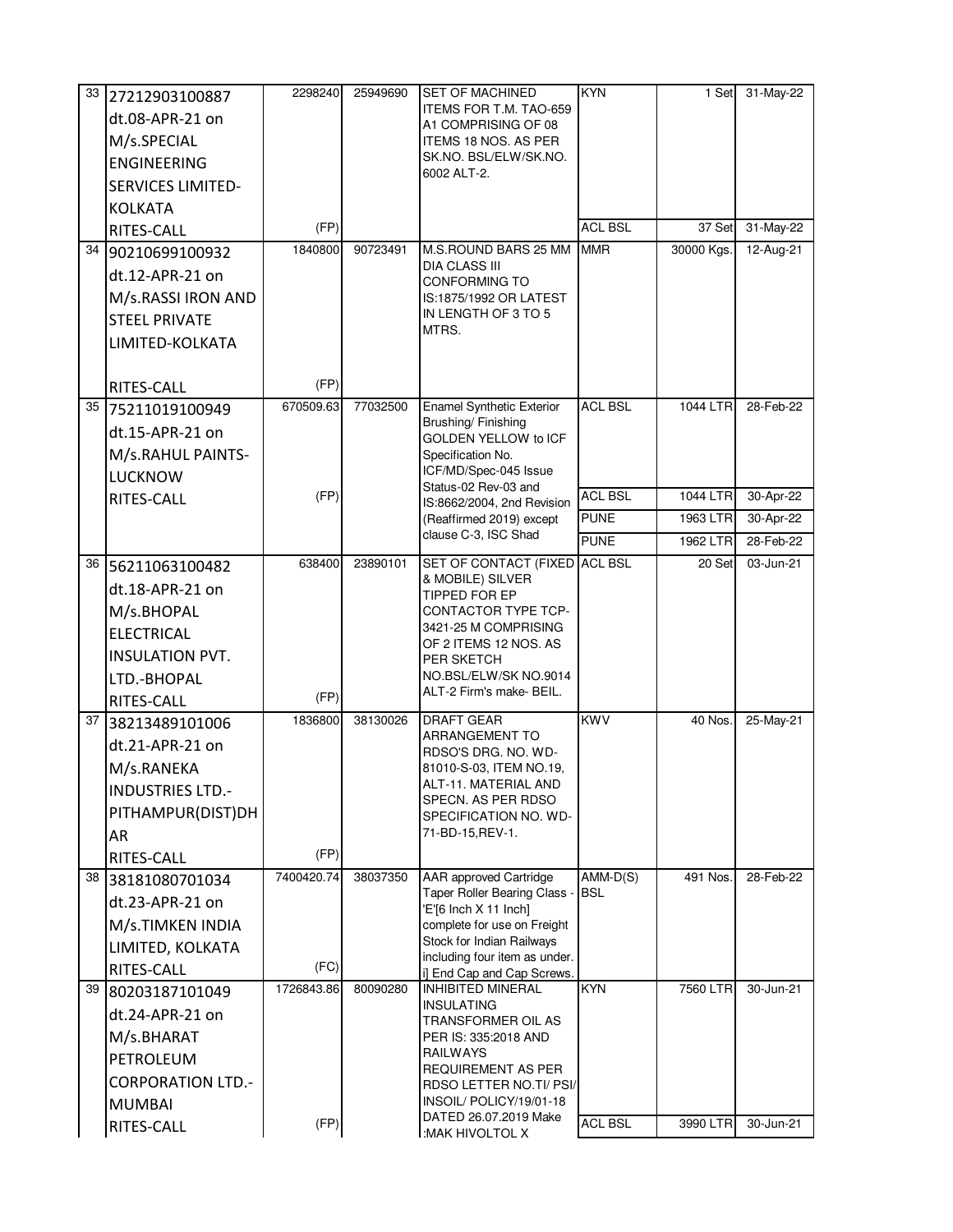| | | | | | | | |
|---|---|---|---|---|---|---|---|
| 33 | 27212903100887 dt.08-APR-21 on M/s.SPECIAL ENGINEERING SERVICES LIMITED-KOLKATA RITES-CALL | 2298240 (FP) | 25949690 | SET OF MACHINED ITEMS FOR T.M. TAO-659 A1 COMPRISING OF 08 ITEMS 18 NOS. AS PER SK.NO. BSL/ELW/SK.NO. 6002 ALT-2. | KYN | 1 Set | 31-May-22 |
| | | | | | ACL BSL | 37 Set | 31-May-22 |
| 34 | 90210699100932 dt.12-APR-21 on M/s.RASSI IRON AND STEEL PRIVATE LIMITED-KOLKATA RITES-CALL | 1840800 (FP) | 90723491 | M.S.ROUND BARS 25 MM DIA CLASS III CONFORMING TO IS:1875/1992 OR LATEST IN LENGTH OF 3 TO 5 MTRS. | MMR | 30000 Kgs. | 12-Aug-21 |
| 35 | 75211019100949 dt.15-APR-21 on M/s.RAHUL PAINTS-LUCKNOW RITES-CALL | 670509.63 (FP) | 77032500 | Enamel Synthetic Exterior Brushing/ Finishing GOLDEN YELLOW to ICF Specification No. ICF/MD/Spec-045 Issue Status-02 Rev-03 and IS:8662/2004, 2nd Revision (Reaffirmed 2019) except clause C-3, ISC Shad | ACL BSL | 1044 LTR | 28-Feb-22 |
| | | | | | ACL BSL | 1044 LTR | 30-Apr-22 |
| | | | | | PUNE | 1963 LTR | 30-Apr-22 |
| | | | | | PUNE | 1962 LTR | 28-Feb-22 |
| 36 | 56211063100482 dt.18-APR-21 on M/s.BHOPAL ELECTRICAL INSULATION PVT. LTD.-BHOPAL RITES-CALL | 638400 (FP) | 23890101 | SET OF CONTACT (FIXED & MOBILE) SILVER TIPPED FOR EP CONTACTOR TYPE TCP-3421-25 M COMPRISING OF 2 ITEMS 12 NOS. AS PER SKETCH NO.BSL/ELW/SK NO.9014 ALT-2 Firm's make- BEIL. | ACL BSL | 20 Set | 03-Jun-21 |
| 37 | 38213489101006 dt.21-APR-21 on M/s.RANEKA INDUSTRIES LTD.-PITHAMPUR(DIST)DHAR RITES-CALL | 1836800 (FP) | 38130026 | DRAFT GEAR ARRANGEMENT TO RDSO'S DRG. NO. WD-81010-S-03, ITEM NO.19, ALT-11. MATERIAL AND SPECN. AS PER RDSO SPECIFICATION NO. WD-71-BD-15,REV-1. | KWV | 40 Nos. | 25-May-21 |
| 38 | 38181080701034 dt.23-APR-21 on M/s.TIMKEN INDIA LIMITED, KOLKATA RITES-CALL | 7400420.74 (FC) | 38037350 | AAR approved Cartridge Taper Roller Bearing Class - 'E'[6 Inch X 11 Inch] complete for use on Freight Stock for Indian Railways including four item as under. i] End Cap and Cap Screws. | AMM-D(S) BSL | 491 Nos. | 28-Feb-22 |
| 39 | 80203187101049 dt.24-APR-21 on M/s.BHARAT PETROLEUM CORPORATION LTD.-MUMBAI RITES-CALL | 1726843.86 (FP) | 80090280 | INHIBITED MINERAL INSULATING TRANSFORMER OIL AS PER IS: 335:2018 AND RAILWAYS REQUIREMENT AS PER RDSO LETTER NO.TI/ PSI/ INSOIL/ POLICY/19/01-18 DATED 26.07.2019 Make :MAK HIVOLTOL X | KYN | 7560 LTR | 30-Jun-21 |
| | | | | | ACL BSL | 3990 LTR | 30-Jun-21 |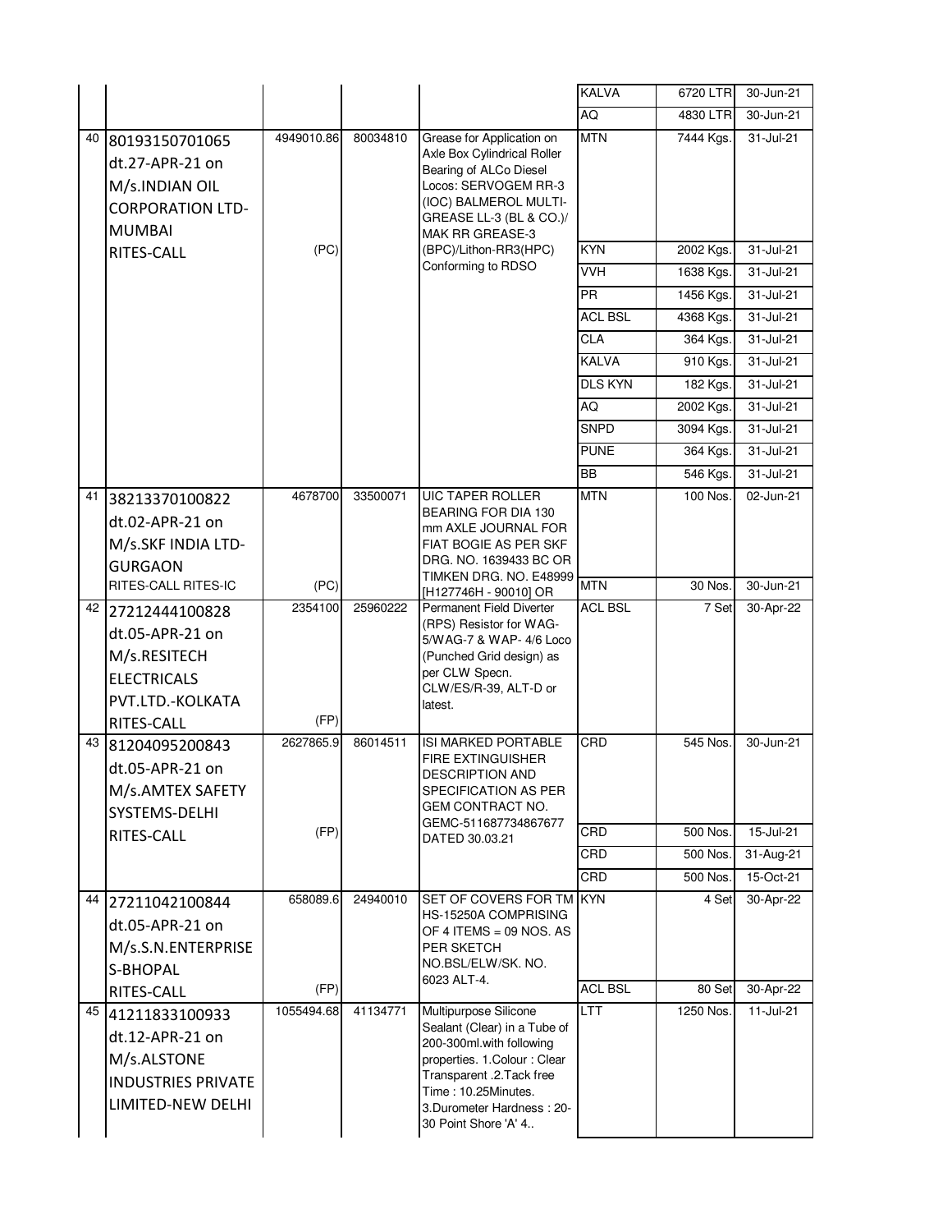| | | | | | | | |
|---|---|---|---|---|---|---|---|
| | | | | | KALVA | 6720 LTR | 30-Jun-21 |
| | | | | | AQ | 4830 LTR | 30-Jun-21 |
| 40 | 80193150701065 dt.27-APR-21 on M/s.INDIAN OIL CORPORATION LTD-MUMBAI RITES-CALL | 4949010.86 (PC) | 80034810 | Grease for Application on Axle Box Cylindrical Roller Bearing of ALCo Diesel Locos: SERVOGEM RR-3 (IOC) BALMEROL MULTI-GREASE LL-3 (BL & CO.)/ MAK RR GREASE-3 (BPC)/Lithon-RR3(HPC) Conforming to RDSO | MTN | 7444 Kgs. | 31-Jul-21 |
| | | | | | KYN | 2002 Kgs. | 31-Jul-21 |
| | | | | | VVH | 1638 Kgs. | 31-Jul-21 |
| | | | | | PR | 1456 Kgs. | 31-Jul-21 |
| | | | | | ACL BSL | 4368 Kgs. | 31-Jul-21 |
| | | | | | CLA | 364 Kgs. | 31-Jul-21 |
| | | | | | KALVA | 910 Kgs. | 31-Jul-21 |
| | | | | | DLS KYN | 182 Kgs. | 31-Jul-21 |
| | | | | | AQ | 2002 Kgs. | 31-Jul-21 |
| | | | | | SNPD | 3094 Kgs. | 31-Jul-21 |
| | | | | | PUNE | 364 Kgs. | 31-Jul-21 |
| | | | | | BB | 546 Kgs. | 31-Jul-21 |
| 41 | 38213370100822 dt.02-APR-21 on M/s.SKF INDIA LTD-GURGAON RITES-CALL RITES-IC | 4678700 (PC) | 33500071 | UIC TAPER ROLLER BEARING FOR DIA 130 mm AXLE JOURNAL FOR FIAT BOGIE AS PER SKF DRG. NO. 1639433 BC OR TIMKEN DRG. NO. E48999 [H127746H - 90010] OR | MTN | 100 Nos. | 02-Jun-21 |
| | | | | | MTN | 30 Nos. | 30-Jun-21 |
| 42 | 27212444100828 dt.05-APR-21 on M/s.RESITECH ELECTRICALS PVT.LTD.-KOLKATA RITES-CALL | 2354100 (FP) | 25960222 | Permanent Field Diverter (RPS) Resistor for WAG-5/WAG-7 & WAP- 4/6 Loco (Punched Grid design) as per CLW Specn. CLW/ES/R-39, ALT-D or latest. | ACL BSL | 7 Set | 30-Apr-22 |
| 43 | 81204095200843 dt.05-APR-21 on M/s.AMTEX SAFETY SYSTEMS-DELHI RITES-CALL | 2627865.9 (FP) | 86014511 | ISI MARKED PORTABLE FIRE EXTINGUISHER DESCRIPTION AND SPECIFICATION AS PER GEM CONTRACT NO. GEMC-511687734867677 DATED 30.03.21 | CRD | 545 Nos. | 30-Jun-21 |
| | | | | | CRD | 500 Nos. | 15-Jul-21 |
| | | | | | CRD | 500 Nos. | 31-Aug-21 |
| | | | | | CRD | 500 Nos. | 15-Oct-21 |
| 44 | 27211042100844 dt.05-APR-21 on M/s.S.N.ENTERPRISES-BHOPAL RITES-CALL | 658089.6 (FP) | 24940010 | SET OF COVERS FOR TM HS-15250A COMPRISING OF 4 ITEMS = 09 NOS. AS PER SKETCH NO.BSL/ELW/SK. NO. 6023 ALT-4. | KYN | 4 Set | 30-Apr-22 |
| | | | | | ACL BSL | 80 Set | 30-Apr-22 |
| 45 | 41211833100933 dt.12-APR-21 on M/s.ALSTONE INDUSTRIES PRIVATE LIMITED-NEW DELHI | 1055494.68 | 41134771 | Multipurpose Silicone Sealant (Clear) in a Tube of 200-300ml.with following properties. 1.Colour : Clear Transparent .2.Tack free Time : 10.25Minutes. 3.Durometer Hardness : 20-30 Point Shore 'A' 4.. | LTT | 1250 Nos. | 11-Jul-21 |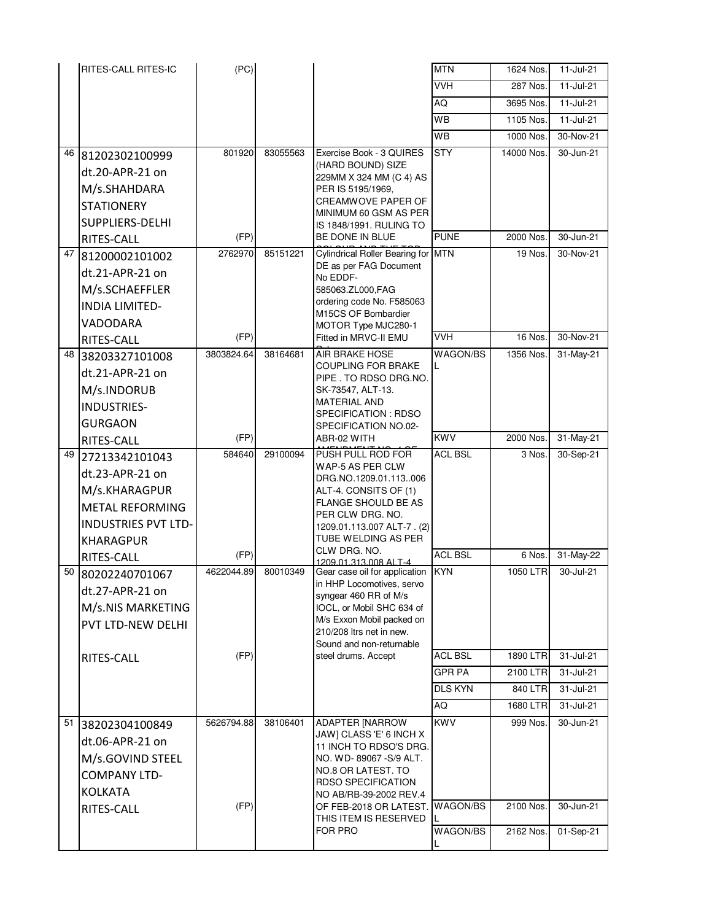| | | | | | | | |
|---|---|---|---|---|---|---|---|
| | RITES-CALL RITES-IC | (PC) | | | MTN | 1624 Nos. | 11-Jul-21 |
| | | | | | VVH | 287 Nos. | 11-Jul-21 |
| | | | | | AQ | 3695 Nos. | 11-Jul-21 |
| | | | | | WB | 1105 Nos. | 11-Jul-21 |
| | | | | | WB | 1000 Nos. | 30-Nov-21 |
| 46 | 81202302100999 dt.20-APR-21 on M/s.SHAHDARA STATIONERY SUPPLIERS-DELHI RITES-CALL | 801920 (FP) | 83055563 | Exercise Book - 3 QUIRES (HARD BOUND) SIZE 229MM X 324 MM (C 4) AS PER IS 5195/1969, CREAMWOVE PAPER OF MINIMUM 60 GSM AS PER IS 1848/1991. RULING TO BE DONE IN BLUE | STY | 14000 Nos. | 30-Jun-21 |
| | | | | | PUNE | 2000 Nos. | 30-Jun-21 |
| 47 | 81200002101002 dt.21-APR-21 on M/s.SCHAEFFLER INDIA LIMITED-VADODARA RITES-CALL | 2762970 (FP) | 85151221 | Cylindrical Roller Bearing for DE as per FAG Document No EDDF-585063.ZL000,FAG ordering code No. F585063 M15CS OF Bombardier MOTOR Type MJC280-1 Fitted in MRVC-II EMU | MTN | 19 Nos. | 30-Nov-21 |
| | | | | | VVH | 16 Nos. | 30-Nov-21 |
| 48 | 38203327101008 dt.21-APR-21 on M/s.INDORUB INDUSTRIES-GURGAON RITES-CALL | 3803824.64 (FP) | 38164681 | AIR BRAKE HOSE COUPLING FOR BRAKE PIPE . TO RDSO DRG.NO. SK-73547, ALT-13. MATERIAL AND SPECIFICATION : RDSO SPECIFICATION NO.02-ABR-02 WITH | WAGON/BSL | 1356 Nos. | 31-May-21 |
| | | | | | KWV | 2000 Nos. | 31-May-21 |
| 49 | 27213342101043 dt.23-APR-21 on M/s.KHARAGPUR METAL REFORMING INDUSTRIES PVT LTD-KHARAGPUR RITES-CALL | 584640 (FP) | 29100094 | PUSH PULL ROD FOR WAP-5 AS PER CLW DRG.NO.1209.01.113..006 ALT-4. CONSITS OF (1) FLANGE SHOULD BE AS PER CLW DRG. NO. 1209.01.113.007 ALT-7 . (2) TUBE WELDING AS PER CLW DRG. NO. 1209.01.313.008 ALT-4 | ACL BSL | 3 Nos. | 30-Sep-21 |
| | | | | | ACL BSL | 6 Nos. | 31-May-22 |
| 50 | 80202240701067 dt.27-APR-21 on M/s.NIS MARKETING PVT LTD-NEW DELHI RITES-CALL | 4622044.89 (FP) | 80010349 | Gear case oil for application in HHP Locomotives, servo syngear 460 RR of M/s IOCL, or Mobil SHC 634 of M/s Exxon Mobil packed on 210/208 ltrs net in new. Sound and non-returnable steel drums. Accept | KYN | 1050 LTR | 30-Jul-21 |
| | | | | | ACL BSL | 1890 LTR | 31-Jul-21 |
| | | | | | GPR PA | 2100 LTR | 31-Jul-21 |
| | | | | | DLS KYN | 840 LTR | 31-Jul-21 |
| | | | | | AQ | 1680 LTR | 31-Jul-21 |
| 51 | 38202304100849 dt.06-APR-21 on M/s.GOVIND STEEL COMPANY LTD-KOLKATA RITES-CALL | 5626794.88 (FP) | 38106401 | ADAPTER [NARROW JAW] CLASS 'E' 6 INCH X 11 INCH TO RDSO'S DRG. NO. WD- 89067 -S/9 ALT. NO.8 OR LATEST. TO RDSO SPECIFICATION NO AB/RB-39-2002 REV.4 OF FEB-2018 OR LATEST. THIS ITEM IS RESERVED FOR PRO | KWV | 999 Nos. | 30-Jun-21 |
| | | | | | WAGON/BSL | 2100 Nos. | 30-Jun-21 |
| | | | | | WAGON/BSL | 2162 Nos. | 01-Sep-21 |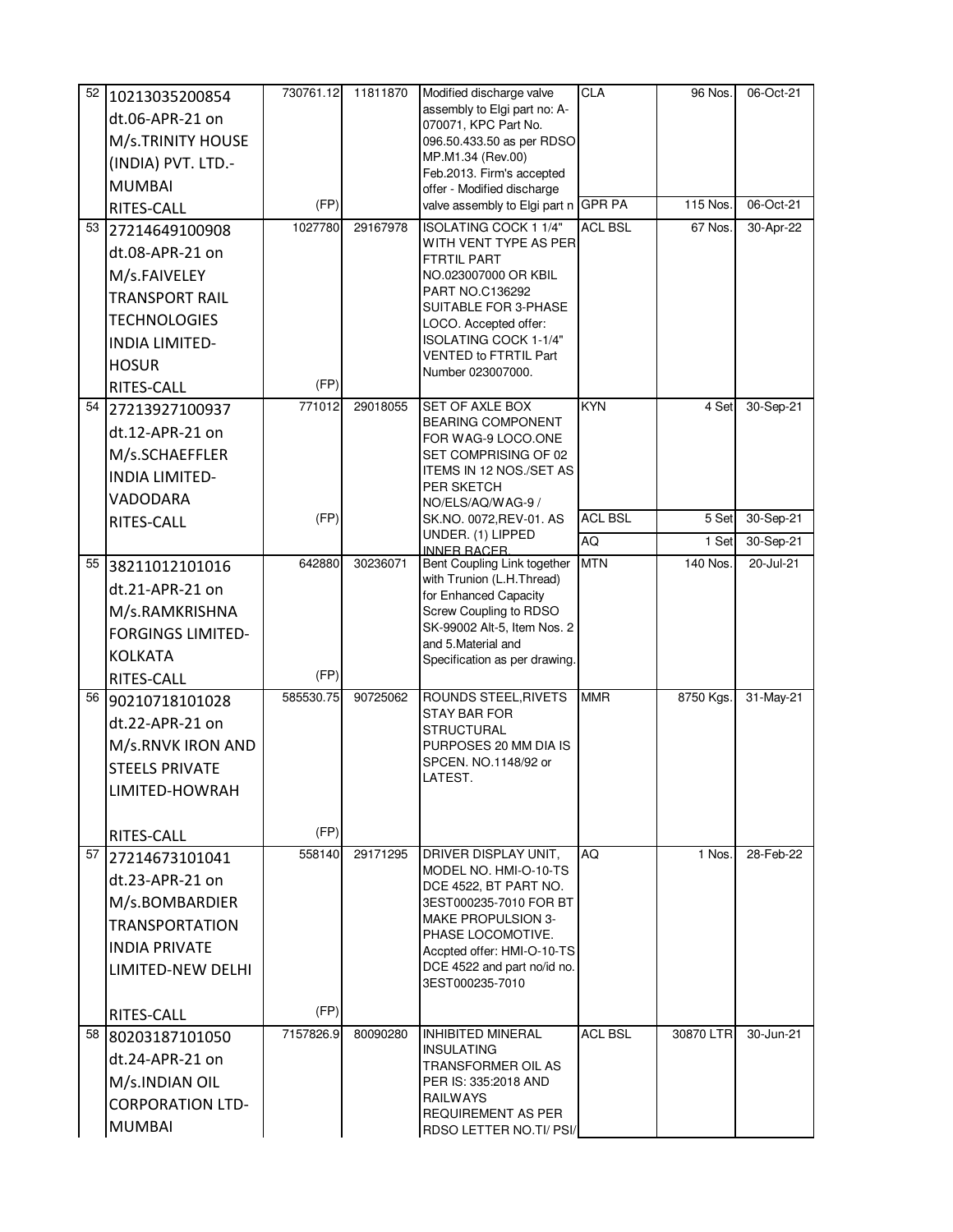| | | | | | | | |
|---|---|---|---|---|---|---|---|
| 52 | 10213035200854 dt.06-APR-21 on M/s.TRINITY HOUSE (INDIA) PVT. LTD.-MUMBAI RITES-CALL | 730761.12 (FP) | 11811870 | Modified discharge valve assembly to Elgi part no: A-070071, KPC Part No. 096.50.433.50 as per RDSO MP.M1.34 (Rev.00) Feb.2013. Firm's accepted offer - Modified discharge valve assembly to Elgi part n | CLA | 96 Nos. | 06-Oct-21 |
| | | | | | GPR PA | 115 Nos. | 06-Oct-21 |
| 53 | 27214649100908 dt.08-APR-21 on M/s.FAIVELEY TRANSPORT RAIL TECHNOLOGIES INDIA LIMITED-HOSUR RITES-CALL | 1027780 (FP) | 29167978 | ISOLATING COCK 1 1/4" WITH VENT TYPE AS PER FTRTIL PART NO.023007000 OR KBIL PART NO.C136292 SUITABLE FOR 3-PHASE LOCO. Accepted offer: ISOLATING COCK 1-1/4" VENTED to FTRTIL Part Number 023007000. | ACL BSL | 67 Nos. | 30-Apr-22 |
| 54 | 27213927100937 dt.12-APR-21 on M/s.SCHAEFFLER INDIA LIMITED-VADODARA RITES-CALL | 771012 (FP) | 29018055 | SET OF AXLE BOX BEARING COMPONENT FOR WAG-9 LOCO.ONE SET COMPRISING OF 02 ITEMS IN 12 NOS./SET AS PER SKETCH NO/ELS/AQ/WAG-9 / SK.NO. 0072,REV-01. AS UNDER. (1) LIPPED INNER RACER | KYN | 4 Set | 30-Sep-21 |
| | | | | | ACL BSL | 5 Set | 30-Sep-21 |
| | | | | | AQ | 1 Set | 30-Sep-21 |
| 55 | 38211012101016 dt.21-APR-21 on M/s.RAMKRISHNA FORGINGS LIMITED-KOLKATA RITES-CALL | 642880 (FP) | 30236071 | Bent Coupling Link together with Trunion (L.H.Thread) for Enhanced Capacity Screw Coupling to RDSO SK-99002 Alt-5, Item Nos. 2 and 5.Material and Specification as per drawing. | MTN | 140 Nos. | 20-Jul-21 |
| 56 | 90210718101028 dt.22-APR-21 on M/s.RNVK IRON AND STEELS PRIVATE LIMITED-HOWRAH RITES-CALL | 585530.75 (FP) | 90725062 | ROUNDS STEEL,RIVETS STAY BAR FOR STRUCTURAL PURPOSES 20 MM DIA IS SPCEN. NO.1148/92 or LATEST. | MMR | 8750 Kgs. | 31-May-21 |
| 57 | 27214673101041 dt.23-APR-21 on M/s.BOMBARDIER TRANSPORTATION INDIA PRIVATE LIMITED-NEW DELHI RITES-CALL | 558140 (FP) | 29171295 | DRIVER DISPLAY UNIT, MODEL NO. HMI-O-10-TS DCE 4522, BT PART NO. 3EST000235-7010 FOR BT MAKE PROPULSION 3-PHASE LOCOMOTIVE. Accpted offer: HMI-O-10-TS DCE 4522 and part no/id no. 3EST000235-7010 | AQ | 1 Nos. | 28-Feb-22 |
| 58 | 80203187101050 dt.24-APR-21 on M/s.INDIAN OIL CORPORATION LTD-MUMBAI | 7157826.9 | 80090280 | INHIBITED MINERAL INSULATING TRANSFORMER OIL AS PER IS: 335:2018 AND RAILWAYS REQUIREMENT AS PER RDSO LETTER NO.TI/ PSI/ | ACL BSL | 30870 LTR | 30-Jun-21 |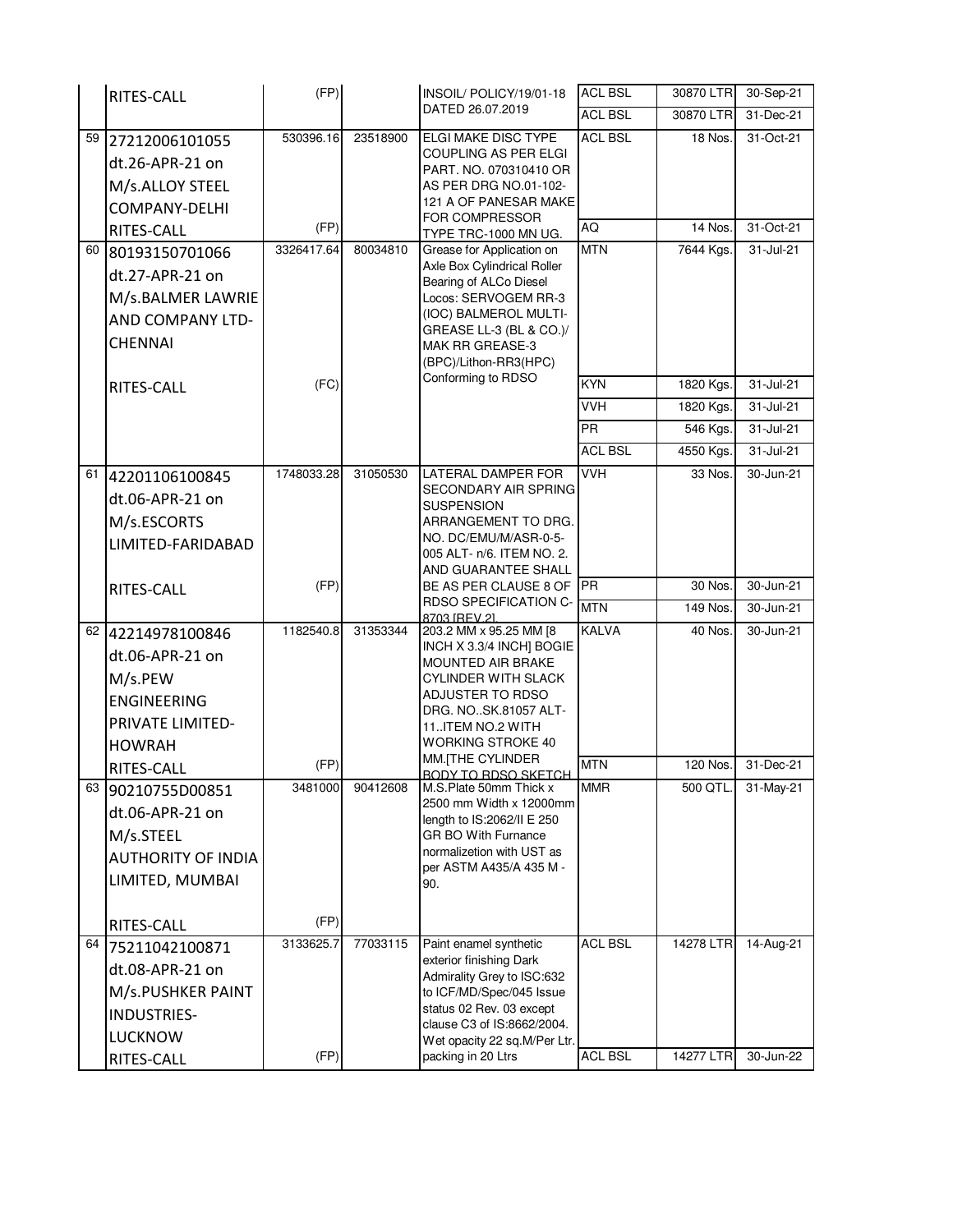| | | | | | | | |
|---|---|---|---|---|---|---|---|
| | RITES-CALL | (FP) | | INSOIL/ POLICY/19/01-18 DATED 26.07.2019 | ACL BSL | 30870 LTR | 30-Sep-21 |
| | | | | | ACL BSL | 30870 LTR | 31-Dec-21 |
| 59 | 27212006101055 dt.26-APR-21 on M/s.ALLOY STEEL COMPANY-DELHI | 530396.16 | 23518900 | ELGI MAKE DISC TYPE COUPLING AS PER ELGI PART. NO. 070310410 OR AS PER DRG NO.01-102-121 A OF PANESAR MAKE FOR COMPRESSOR TYPE TRC-1000 MN UG. | ACL BSL | 18 Nos. | 31-Oct-21 |
| | RITES-CALL | (FP) | | | AQ | 14 Nos. | 31-Oct-21 |
| 60 | 80193150701066 dt.27-APR-21 on M/s.BALMER LAWRIE AND COMPANY LTD-CHENNAI | 3326417.64 | 80034810 | Grease for Application on Axle Box Cylindrical Roller Bearing of ALCo Diesel Locos: SERVOGEM RR-3 (IOC) BALMEROL MULTI-GREASE LL-3 (BL & CO.)/ MAK RR GREASE-3 (BPC)/Lithon-RR3(HPC) Conforming to RDSO | MTN | 7644 Kgs. | 31-Jul-21 |
| | RITES-CALL | (FC) | | | KYN | 1820 Kgs. | 31-Jul-21 |
| | | | | | VVH | 1820 Kgs. | 31-Jul-21 |
| | | | | | PR | 546 Kgs. | 31-Jul-21 |
| | | | | | ACL BSL | 4550 Kgs. | 31-Jul-21 |
| 61 | 42201106100845 dt.06-APR-21 on M/s.ESCORTS LIMITED-FARIDABAD | 1748033.28 | 31050530 | LATERAL DAMPER FOR SECONDARY AIR SPRING SUSPENSION ARRANGEMENT TO DRG. NO. DC/EMU/M/ASR-0-5-005 ALT- n/6. ITEM NO. 2. AND GUARANTEE SHALL BE AS PER CLAUSE 8 OF RDSO SPECIFICATION C-8703 [REV 2] | VVH | 33 Nos. | 30-Jun-21 |
| | RITES-CALL | (FP) | | | PR | 30 Nos. | 30-Jun-21 |
| | | | | | MTN | 149 Nos. | 30-Jun-21 |
| 62 | 42214978100846 dt.06-APR-21 on M/s.PEW ENGINEERING PRIVATE LIMITED-HOWRAH | 1182540.8 | 31353344 | 203.2 MM x 95.25 MM [8 INCH X 3.3/4 INCH] BOGIE MOUNTED AIR BRAKE CYLINDER WITH SLACK ADJUSTER TO RDSO DRG. NO..SK.81057 ALT-11..ITEM NO.2 WITH WORKING STROKE 40 MM.[THE CYLINDER BODY TO RDSO SKETCH | KALVA | 40 Nos. | 30-Jun-21 |
| | RITES-CALL | (FP) | | | MTN | 120 Nos. | 31-Dec-21 |
| 63 | 90210755D00851 dt.06-APR-21 on M/s.STEEL AUTHORITY OF INDIA LIMITED, MUMBAI | 3481000 | 90412608 | M.S.Plate 50mm Thick x 2500 mm Width x 12000mm length to IS:2062/II E 250 GR BO With Furnance normalizetion with UST as per ASTM A435/A 435 M - 90. | MMR | 500 QTL. | 31-May-21 |
| | RITES-CALL | (FP) | | | | | |
| 64 | 75211042100871 dt.08-APR-21 on M/s.PUSHKER PAINT INDUSTRIES-LUCKNOW | 3133625.7 | 77033115 | Paint enamel synthetic exterior finishing Dark Admirality Grey to ISC:632 to ICF/MD/Spec/045 Issue status 02 Rev. 03 except clause C3 of IS:8662/2004. Wet opacity 22 sq.M/Per Ltr. packing in 20 Ltrs | ACL BSL | 14278 LTR | 14-Aug-21 |
| | RITES-CALL | (FP) | | | ACL BSL | 14277 LTR | 30-Jun-22 |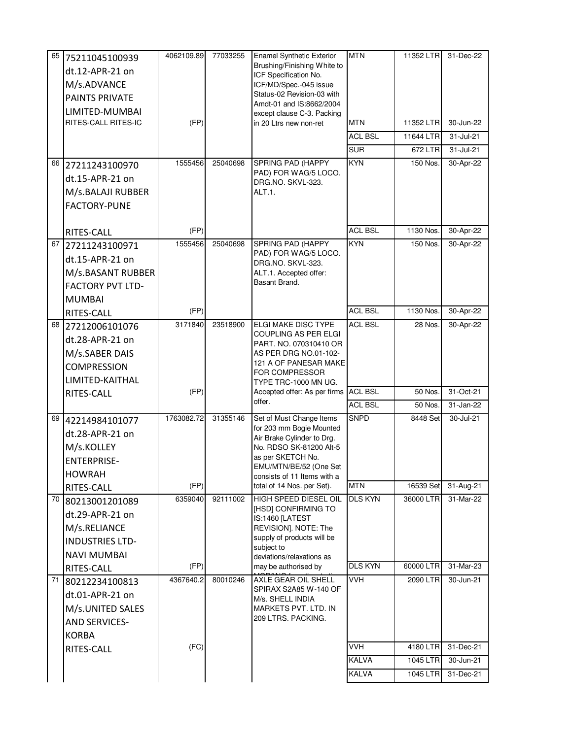| S.No. | PO No. / Date / Firm / Inspection | Value | PL No. | Description | Consignee | Quantity | DP |
|---|---|---|---|---|---|---|---|
| 65 | 75211045100939 dt.12-APR-21 on M/s.ADVANCE PAINTS PRIVATE LIMITED-MUMBAI RITES-CALL RITES-IC | 4062109.89 (FP) | 77033255 | Enamel Synthetic Exterior Brushing/Finishing White to ICF Specification No. ICF/MD/Spec.-045 issue Status-02 Revision-03 with Amdt-01 and IS:8662/2004 except clause C-3. Packing in 20 Ltrs new non-ret | MTN | 11352 LTR | 31-Dec-22 |
| | | | | | MTN | 11352 LTR | 30-Jun-22 |
| | | | | | ACL BSL | 11644 LTR | 31-Jul-21 |
| | | | | | SUR | 672 LTR | 31-Jul-21 |
| 66 | 27211243100970 dt.15-APR-21 on M/s.BALAJI RUBBER FACTORY-PUNE RITES-CALL | 1555456 (FP) | 25040698 | SPRING PAD (HAPPY PAD) FOR WAG/5 LOCO. DRG.NO. SKVL-323. ALT.1. | KYN | 150 Nos. | 30-Apr-22 |
| | | | | | ACL BSL | 1130 Nos. | 30-Apr-22 |
| 67 | 27211243100971 dt.15-APR-21 on M/s.BASANT RUBBER FACTORY PVT LTD-MUMBAI RITES-CALL | 1555456 (FP) | 25040698 | SPRING PAD (HAPPY PAD) FOR WAG/5 LOCO. DRG.NO. SKVL-323. ALT.1. Accepted offer: Basant Brand. | KYN | 150 Nos. | 30-Apr-22 |
| | | | | | ACL BSL | 1130 Nos. | 30-Apr-22 |
| 68 | 27212006101076 dt.28-APR-21 on M/s.SABER DAIS COMPRESSION LIMITED-KAITHAL RITES-CALL | 3171840 (FP) | 23518900 | ELGI MAKE DISC TYPE COUPLING AS PER ELGI PART. NO. 070310410 OR AS PER DRG NO.01-102-121 A OF PANESAR MAKE FOR COMPRESSOR TYPE TRC-1000 MN UG. Accepted offer: As per firms offer. | ACL BSL | 28 Nos. | 30-Apr-22 |
| | | | | | ACL BSL | 50 Nos. | 31-Oct-21 |
| | | | | | ACL BSL | 50 Nos. | 31-Jan-22 |
| 69 | 42214984101077 dt.28-APR-21 on M/s.KOLLEY ENTERPRISE-HOWRAH RITES-CALL | 1763082.72 (FP) | 31355146 | Set of Must Change Items for 203 mm Bogie Mounted Air Brake Cylinder to Drg. No. RDSO SK-81200 Alt-5 as per SKETCH No. EMU/MTN/BE/52 (One Set consists of 11 Items with a total of 14 Nos. per Set). | SNPD | 8448 Set | 30-Jul-21 |
| | | | | | MTN | 16539 Set | 31-Aug-21 |
| 70 | 80213001201089 dt.29-APR-21 on M/s.RELIANCE INDUSTRIES LTD-NAVI MUMBAI RITES-CALL | 6359040 (FP) | 92111002 | HIGH SPEED DIESEL OIL [HSD] CONFIRMING TO IS:1460 [LATEST REVISION]. NOTE: The supply of products will be subject to deviations/relaxations as may be authorised by | DLS KYN | 36000 LTR | 31-Mar-22 |
| | | | | | DLS KYN | 60000 LTR | 31-Mar-23 |
| 71 | 80212234100813 dt.01-APR-21 on M/s.UNITED SALES AND SERVICES-KORBA RITES-CALL | 4367640.2 (FC) | 80010246 | AXLE GEAR OIL SHELL SPIRAX S2A85 W-140 OF M/s. SHELL INDIA MARKETS PVT. LTD. IN 209 LTRS. PACKING. | VVH | 2090 LTR | 30-Jun-21 |
| | | | | | VVH | 4180 LTR | 31-Dec-21 |
| | | | | | KALVA | 1045 LTR | 30-Jun-21 |
| | | | | | KALVA | 1045 LTR | 31-Dec-21 |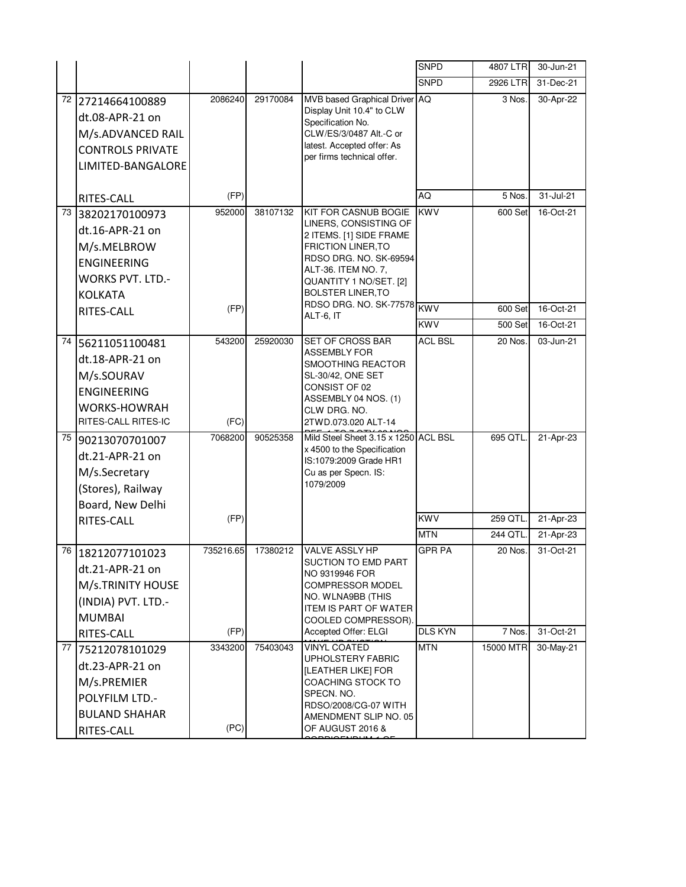| | | | | | | | |
|---|---|---|---|---|---|---|---|
| | | | | | SNPD | 4807 LTR | 30-Jun-21 |
| | | | | | SNPD | 2926 LTR | 31-Dec-21 |
| 72 | 27214664100889 dt.08-APR-21 on M/s.ADVANCED RAIL CONTROLS PRIVATE LIMITED-BANGALORE | 2086240 | 29170084 | MVB based Graphical Driver Display Unit 10.4" to CLW Specification No. CLW/ES/3/0487 Alt.-C or latest. Accepted offer: As per firms technical offer. | AQ | 3 Nos. | 30-Apr-22 |
| | RITES-CALL | (FP) | | | AQ | 5 Nos. | 31-Jul-21 |
| 73 | 38202170100973 dt.16-APR-21 on M/s.MELBROW ENGINEERING WORKS PVT. LTD.-KOLKATA | 952000 | 38107132 | KIT FOR CASNUB BOGIE LINERS, CONSISTING OF 2 ITEMS. [1] SIDE FRAME FRICTION LINER,TO RDSO DRG. NO. SK-69594 ALT-36. ITEM NO. 7, QUANTITY 1 NO/SET. [2] BOLSTER LINER,TO RDSO DRG. NO. SK-77578 ALT-6, IT | KWV | 600 Set | 16-Oct-21 |
| | RITES-CALL | (FP) | | | KWV | 600 Set | 16-Oct-21 |
| | | | | | KWV | 500 Set | 16-Oct-21 |
| 74 | 56211051100481 dt.18-APR-21 on M/s.SOURAV ENGINEERING WORKS-HOWRAH RITES-CALL RITES-IC | 543200 (FC) | 25920030 | SET OF CROSS BAR ASSEMBLY FOR SMOOTHING REACTOR SL-30/42, ONE SET CONSIST OF 02 ASSEMBLY 04 NOS. (1) CLW DRG. NO. 2TWD.073.020 ALT-14 | ACL BSL | 20 Nos. | 03-Jun-21 |
| 75 | 90213070701007 dt.21-APR-21 on M/s.Secretary (Stores), Railway Board, New Delhi | 7068200 | 90525358 | Mild Steel Sheet 3.15 x 1250 x 4500 to the Specification IS:1079:2009 Grade HR1 Cu as per Specn. IS: 1079/2009 | ACL BSL | 695 QTL. | 21-Apr-23 |
| | RITES-CALL | (FP) | | | KWV | 259 QTL. | 21-Apr-23 |
| | | | | | MTN | 244 QTL. | 21-Apr-23 |
| 76 | 18212077101023 dt.21-APR-21 on M/s.TRINITY HOUSE (INDIA) PVT. LTD.-MUMBAI | 735216.65 | 17380212 | VALVE ASSLY HP SUCTION TO EMD PART NO 9319946 FOR COMPRESSOR MODEL NO. WLNA9BB (THIS ITEM IS PART OF WATER COOLED COMPRESSOR). | GPR PA | 20 Nos. | 31-Oct-21 |
| | RITES-CALL | (FP) | | Accepted Offer: ELGI | DLS KYN | 7 Nos. | 31-Oct-21 |
| 77 | 75212078101029 dt.23-APR-21 on M/s.PREMIER POLYFILM LTD.-BULAND SHAHAR RITES-CALL | 3343200 (PC) | 75403043 | VINYL COATED UPHOLSTERY FABRIC [LEATHER LIKE] FOR COACHING STOCK TO SPECN. NO. RDSO/2008/CG-07 WITH AMENDMENT SLIP NO. 05 OF AUGUST 2016 & | MTN | 15000 MTR | 30-May-21 |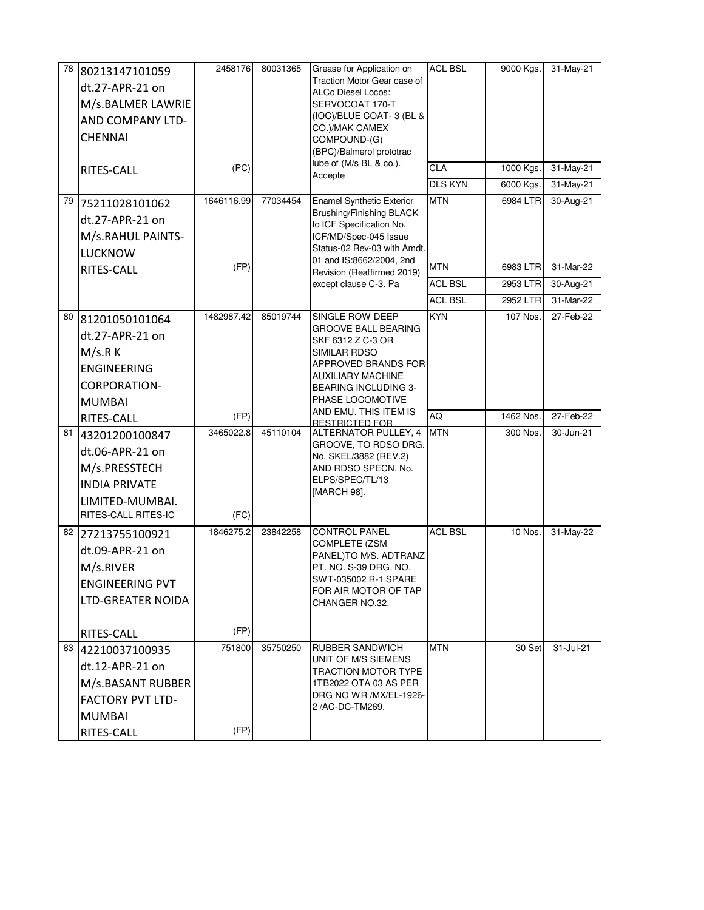| 78 | 80213147101059 dt.27-APR-21 on M/s.BALMER LAWRIE AND COMPANY LTD-CHENNAI RITES-CALL | 2458176 (PC) | 80031365 | Grease for Application on Traction Motor Gear case of ALCo Diesel Locos: SERVOCOAT 170-T (IOC)/BLUE COAT- 3 (BL & CO.)/MAK CAMEX COMPOUND-(G) (BPC)/Balmerol prototrac lube of (M/s BL & co.). Accepte | ACL BSL | 9000 Kgs. | 31-May-21 |
|---|---|---|---|---|---|---|---|
| | | | | | CLA | 1000 Kgs. | 31-May-21 |
| | | | | | DLS KYN | 6000 Kgs. | 31-May-21 |
| 79 | 75211028101062 dt.27-APR-21 on M/s.RAHUL PAINTS-LUCKNOW RITES-CALL | 1646116.99 (FP) | 77034454 | Enamel Synthetic Exterior Brushing/Finishing BLACK to ICF Specification No. ICF/MD/Spec-045 Issue Status-02 Rev-03 with Amdt. 01 and IS:8662/2004, 2nd Revision (Reaffirmed 2019) except clause C-3. Pa | MTN | 6984 LTR | 30-Aug-21 |
| | | | | | MTN | 6983 LTR | 31-Mar-22 |
| | | | | | ACL BSL | 2953 LTR | 30-Aug-21 |
| | | | | | ACL BSL | 2952 LTR | 31-Mar-22 |
| 80 | 81201050101064 dt.27-APR-21 on M/s.R K ENGINEERING CORPORATION-MUMBAI RITES-CALL | 1482987.42 (FP) | 85019744 | SINGLE ROW DEEP GROOVE BALL BEARING SKF 6312 Z C-3 OR SIMILAR RDSO APPROVED BRANDS FOR AUXILIARY MACHINE BEARING INCLUDING 3-PHASE LOCOMOTIVE AND EMU. THIS ITEM IS RESTRICTED FOR | KYN | 107 Nos. | 27-Feb-22 |
| | | | | | AQ | 1462 Nos. | 27-Feb-22 |
| 81 | 43201200100847 dt.06-APR-21 on M/s.PRESSTECH INDIA PRIVATE LIMITED-MUMBAI. RITES-CALL RITES-IC | 3465022.8 (FC) | 45110104 | ALTERNATOR PULLEY, 4 GROOVE, TO RDSO DRG. No. SKEL/3882 (REV.2) AND RDSO SPECN. No. ELPS/SPEC/TL/13 [MARCH 98]. | MTN | 300 Nos. | 30-Jun-21 |
| 82 | 27213755100921 dt.09-APR-21 on M/s.RIVER ENGINEERING PVT LTD-GREATER NOIDA RITES-CALL | 1846275.2 (FP) | 23842258 | CONTROL PANEL COMPLETE (ZSM PANEL)TO M/S. ADTRANZ PT. NO. S-39 DRG. NO. SWT-035002 R-1 SPARE FOR AIR MOTOR OF TAP CHANGER NO.32. | ACL BSL | 10 Nos. | 31-May-22 |
| 83 | 42210037100935 dt.12-APR-21 on M/s.BASANT RUBBER FACTORY PVT LTD-MUMBAI RITES-CALL | 751800 (FP) | 35750250 | RUBBER SANDWICH UNIT OF M/S SIEMENS TRACTION MOTOR TYPE 1TB2022 OTA 03 AS PER DRG NO WR /MX/EL-1926-2 /AC-DC-TM269. | MTN | 30 Set | 31-Jul-21 |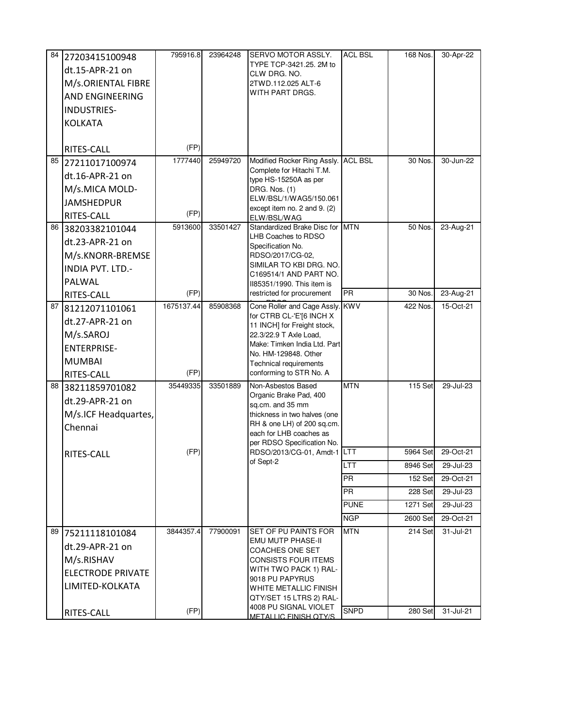| 84 | 27203415100948 dt.15-APR-21 on M/s.ORIENTAL FIBRE AND ENGINEERING INDUSTRIES-KOLKATA RITES-CALL | 795916.8 (FP) | 23964248 | SERVO MOTOR ASSLY. TYPE TCP-3421.25. 2M to CLW DRG. NO. 2TWD.112.025 ALT-6 WITH PART DRGS. | ACL BSL | 168 Nos. | 30-Apr-22 |
|---|---|---|---|---|---|---|---|
| 85 | 27211017100974 dt.16-APR-21 on M/s.MICA MOLD-JAMSHEDPUR RITES-CALL | 1777440 (FP) | 25949720 | Modified Rocker Ring Assly. Complete for Hitachi T.M. type HS-15250A as per DRG. Nos. (1) ELW/BSL/1/WAG5/150.061 except item no. 2 and 9. (2) ELW/BSL/WAG | ACL BSL | 30 Nos. | 30-Jun-22 |
| 86 | 38203382101044 dt.23-APR-21 on M/s.KNORR-BREMSE INDIA PVT. LTD.-PALWAL RITES-CALL | 5913600 (FP) | 33501427 | Standardized Brake Disc for LHB Coaches to RDSO Specification No. RDSO/2017/CG-02, SIMILAR TO KBI DRG. NO. C169514/1 AND PART NO. II85351/1990. This item is restricted for procurement | MTN | 50 Nos. | 23-Aug-21 |
| | | | | | PR | 30 Nos. | 23-Aug-21 |
| 87 | 81212071101061 dt.27-APR-21 on M/s.SAROJ ENTERPRISE-MUMBAI RITES-CALL | 1675137.44 (FP) | 85908368 | Cone Roller and Cage Assly. for CTRB CL-'E'[6 INCH X 11 INCH] for Freight stock, 22.3/22.9 T Axle Load, Make: Timken India Ltd. Part No. HM-129848. Other Technical requirements conforming to STR No. A | KWV | 422 Nos. | 15-Oct-21 |
| 88 | 38211859701082 dt.29-APR-21 on M/s.ICF Headquartes, Chennai RITES-CALL | 35449335 (FP) | 33501889 | Non-Asbestos Based Organic Brake Pad, 400 sq.cm. and 35 mm thickness in two halves (one RH & one LH) of 200 sq.cm. each for LHB coaches as per RDSO Specification No. RDSO/2013/CG-01, Amdt-1 of Sept-2 | MTN | 115 Set | 29-Jul-23 |
| | | | | | LTT | 5964 Set | 29-Oct-21 |
| | | | | | LTT | 8946 Set | 29-Jul-23 |
| | | | | | PR | 152 Set | 29-Oct-21 |
| | | | | | PR | 228 Set | 29-Jul-23 |
| | | | | | PUNE | 1271 Set | 29-Jul-23 |
| | | | | | NGP | 2600 Set | 29-Oct-21 |
| 89 | 75211118101084 dt.29-APR-21 on M/s.RISHAV ELECTRODE PRIVATE LIMITED-KOLKATA RITES-CALL | 3844357.4 (FP) | 77900091 | SET OF PU PAINTS FOR EMU MUTP PHASE-II COACHES ONE SET CONSISTS FOUR ITEMS WITH TWO PACK 1) RAL-9018 PU PAPYRUS WHITE METALLIC FINISH QTY/SET 15 LTRS 2) RAL-4008 PU SIGNAL VIOLET METALLIC FINISH QTY/S | MTN | 214 Set | 31-Jul-21 |
| | | | | | SNPD | 280 Set | 31-Jul-21 |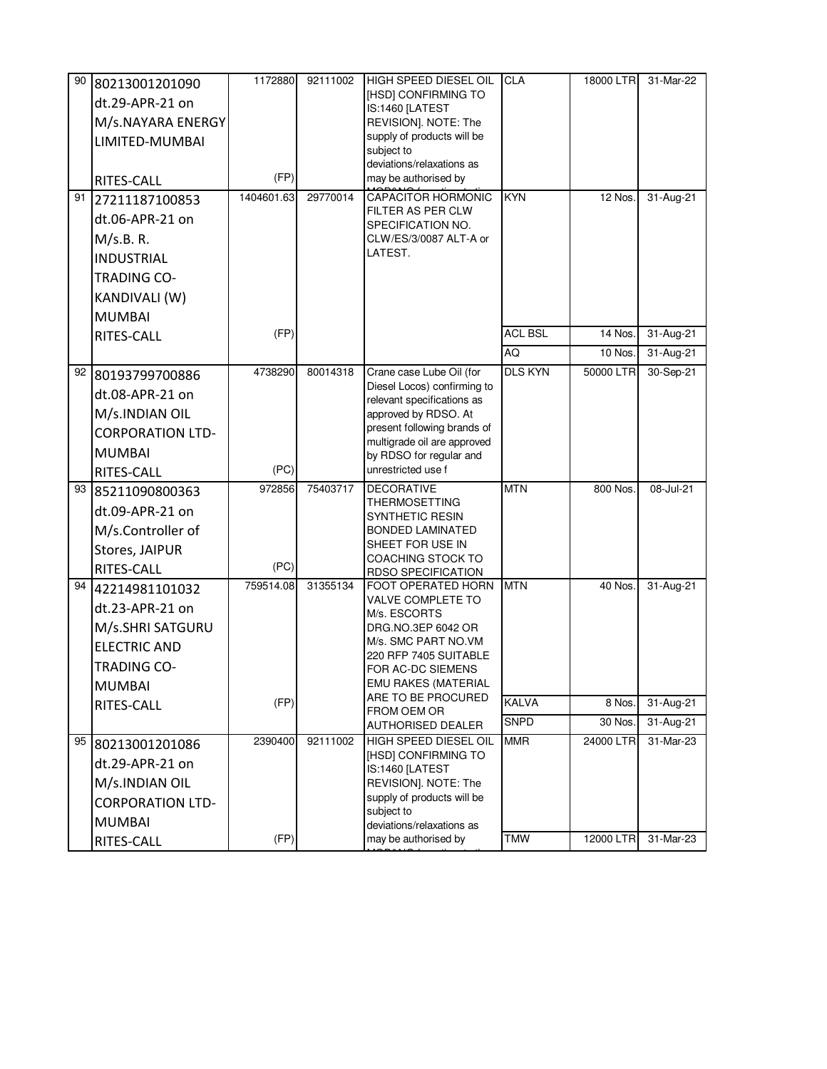| | | | | | | | |
|---|---|---|---|---|---|---|---|
| 90 | 80213001201090 dt.29-APR-21 on M/s.NAYARA ENERGY LIMITED-MUMBAI RITES-CALL | 1172880 (FP) | 92111002 | HIGH SPEED DIESEL OIL [HSD] CONFIRMING TO IS:1460 [LATEST REVISION]. NOTE: The supply of products will be subject to deviations/relaxations as may be authorised by | CLA | 18000 LTR | 31-Mar-22 |
| 91 | 27211187100853 dt.06-APR-21 on M/s.B. R. INDUSTRIAL TRADING CO-KANDIVALI (W) MUMBAI RITES-CALL | 1404601.63 (FP) | 29770014 | CAPACITOR HORMONIC FILTER AS PER CLW SPECIFICATION NO. CLW/ES/3/0087 ALT-A or LATEST. | KYN | 12 Nos. | 31-Aug-21 |
| | | | | | ACL BSL | 14 Nos. | 31-Aug-21 |
| | | | | | AQ | 10 Nos. | 31-Aug-21 |
| 92 | 80193799700886 dt.08-APR-21 on M/s.INDIAN OIL CORPORATION LTD-MUMBAI RITES-CALL | 4738290 (PC) | 80014318 | Crane case Lube Oil (for Diesel Locos) confirming to relevant specifications as approved by RDSO. At present following brands of multigrade oil are approved by RDSO for regular and unrestricted use f | DLS KYN | 50000 LTR | 30-Sep-21 |
| 93 | 85211090800363 dt.09-APR-21 on M/s.Controller of Stores, JAIPUR RITES-CALL | 972856 (PC) | 75403717 | DECORATIVE THERMOSETTING SYNTHETIC RESIN BONDED LAMINATED SHEET FOR USE IN COACHING STOCK TO RDSO SPECIFICATION | MTN | 800 Nos. | 08-Jul-21 |
| 94 | 42214981101032 dt.23-APR-21 on M/s.SHRI SATGURU ELECTRIC AND TRADING CO-MUMBAI RITES-CALL | 759514.08 (FP) | 31355134 | FOOT OPERATED HORN VALVE COMPLETE TO M/s. ESCORTS DRG.NO.3EP 6042 OR M/s. SMC PART NO.VM 220 RFP 7405 SUITABLE FOR AC-DC SIEMENS EMU RAKES (MATERIAL ARE TO BE PROCURED FROM OEM OR AUTHORISED DEALER | MTN | 40 Nos. | 31-Aug-21 |
| | | | | | KALVA | 8 Nos. | 31-Aug-21 |
| | | | | | SNPD | 30 Nos. | 31-Aug-21 |
| 95 | 80213001201086 dt.29-APR-21 on M/s.INDIAN OIL CORPORATION LTD-MUMBAI RITES-CALL | 2390400 (FP) | 92111002 | HIGH SPEED DIESEL OIL [HSD] CONFIRMING TO IS:1460 [LATEST REVISION]. NOTE: The supply of products will be subject to deviations/relaxations as may be authorised by | MMR | 24000 LTR | 31-Mar-23 |
| | | | | | TMW | 12000 LTR | 31-Mar-23 |